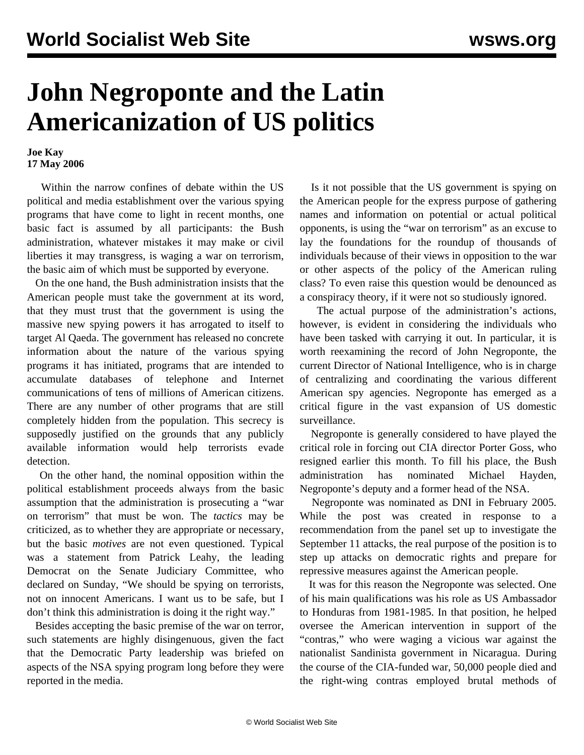# John Negroponte and the Latin Americanization of US politics

**Joe Kay**
**17 May 2006**

Within the narrow confines of debate within the US political and media establishment over the various spying programs that have come to light in recent months, one basic fact is assumed by all participants: the Bush administration, whatever mistakes it may make or civil liberties it may transgress, is waging a war on terrorism, the basic aim of which must be supported by everyone.

On the one hand, the Bush administration insists that the American people must take the government at its word, that they must trust that the government is using the massive new spying powers it has arrogated to itself to target Al Qaeda. The government has released no concrete information about the nature of the various spying programs it has initiated, programs that are intended to accumulate databases of telephone and Internet communications of tens of millions of American citizens. There are any number of other programs that are still completely hidden from the population. This secrecy is supposedly justified on the grounds that any publicly available information would help terrorists evade detection.

On the other hand, the nominal opposition within the political establishment proceeds always from the basic assumption that the administration is prosecuting a "war on terrorism" that must be won. The *tactics* may be criticized, as to whether they are appropriate or necessary, but the basic *motives* are not even questioned. Typical was a statement from Patrick Leahy, the leading Democrat on the Senate Judiciary Committee, who declared on Sunday, "We should be spying on terrorists, not on innocent Americans. I want us to be safe, but I don't think this administration is doing it the right way."

Besides accepting the basic premise of the war on terror, such statements are highly disingenuous, given the fact that the Democratic Party leadership was briefed on aspects of the NSA spying program long before they were reported in the media.

Is it not possible that the US government is spying on the American people for the express purpose of gathering names and information on potential or actual political opponents, is using the "war on terrorism" as an excuse to lay the foundations for the roundup of thousands of individuals because of their views in opposition to the war or other aspects of the policy of the American ruling class? To even raise this question would be denounced as a conspiracy theory, if it were not so studiously ignored.

The actual purpose of the administration's actions, however, is evident in considering the individuals who have been tasked with carrying it out. In particular, it is worth reexamining the record of John Negroponte, the current Director of National Intelligence, who is in charge of centralizing and coordinating the various different American spy agencies. Negroponte has emerged as a critical figure in the vast expansion of US domestic surveillance.

Negroponte is generally considered to have played the critical role in forcing out CIA director Porter Goss, who resigned earlier this month. To fill his place, the Bush administration has nominated Michael Hayden, Negroponte's deputy and a former head of the NSA.

Negroponte was nominated as DNI in February 2005. While the post was created in response to a recommendation from the panel set up to investigate the September 11 attacks, the real purpose of the position is to step up attacks on democratic rights and prepare for repressive measures against the American people.

It was for this reason the Negroponte was selected. One of his main qualifications was his role as US Ambassador to Honduras from 1981-1985. In that position, he helped oversee the American intervention in support of the "contras," who were waging a vicious war against the nationalist Sandinista government in Nicaragua. During the course of the CIA-funded war, 50,000 people died and the right-wing contras employed brutal methods of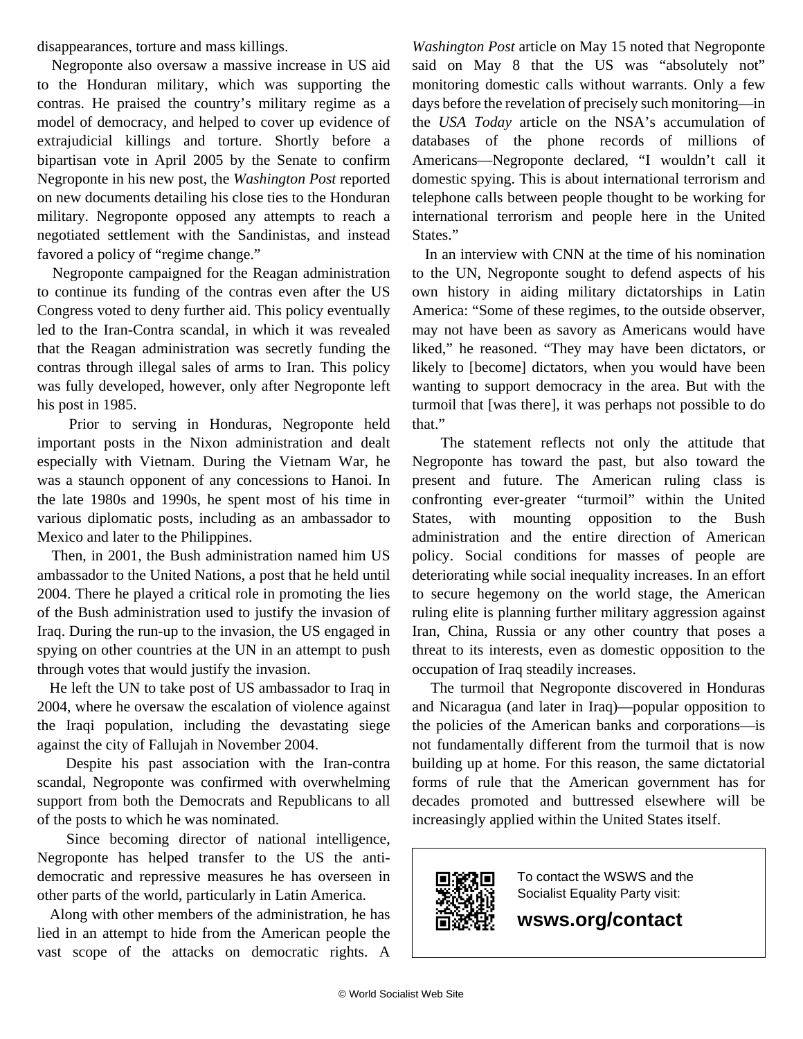disappearances, torture and mass killings.

Negroponte also oversaw a massive increase in US aid to the Honduran military, which was supporting the contras. He praised the country's military regime as a model of democracy, and helped to cover up evidence of extrajudicial killings and torture. Shortly before a bipartisan vote in April 2005 by the Senate to confirm Negroponte in his new post, the *Washington Post* reported on new documents detailing his close ties to the Honduran military. Negroponte opposed any attempts to reach a negotiated settlement with the Sandinistas, and instead favored a policy of "regime change."

Negroponte campaigned for the Reagan administration to continue its funding of the contras even after the US Congress voted to deny further aid. This policy eventually led to the Iran-Contra scandal, in which it was revealed that the Reagan administration was secretly funding the contras through illegal sales of arms to Iran. This policy was fully developed, however, only after Negroponte left his post in 1985.

Prior to serving in Honduras, Negroponte held important posts in the Nixon administration and dealt especially with Vietnam. During the Vietnam War, he was a staunch opponent of any concessions to Hanoi. In the late 1980s and 1990s, he spent most of his time in various diplomatic posts, including as an ambassador to Mexico and later to the Philippines.

Then, in 2001, the Bush administration named him US ambassador to the United Nations, a post that he held until 2004. There he played a critical role in promoting the lies of the Bush administration used to justify the invasion of Iraq. During the run-up to the invasion, the US engaged in spying on other countries at the UN in an attempt to push through votes that would justify the invasion.

He left the UN to take post of US ambassador to Iraq in 2004, where he oversaw the escalation of violence against the Iraqi population, including the devastating siege against the city of Fallujah in November 2004.

Despite his past association with the Iran-contra scandal, Negroponte was confirmed with overwhelming support from both the Democrats and Republicans to all of the posts to which he was nominated.

Since becoming director of national intelligence, Negroponte has helped transfer to the US the anti-democratic and repressive measures he has overseen in other parts of the world, particularly in Latin America.

Along with other members of the administration, he has lied in an attempt to hide from the American people the vast scope of the attacks on democratic rights. A *Washington Post* article on May 15 noted that Negroponte said on May 8 that the US was "absolutely not" monitoring domestic calls without warrants. Only a few days before the revelation of precisely such monitoring—in the *USA Today* article on the NSA's accumulation of databases of the phone records of millions of Americans—Negroponte declared, "I wouldn't call it domestic spying. This is about international terrorism and telephone calls between people thought to be working for international terrorism and people here in the United States."

In an interview with CNN at the time of his nomination to the UN, Negroponte sought to defend aspects of his own history in aiding military dictatorships in Latin America: "Some of these regimes, to the outside observer, may not have been as savory as Americans would have liked," he reasoned. "They may have been dictators, or likely to [become] dictators, when you would have been wanting to support democracy in the area. But with the turmoil that [was there], it was perhaps not possible to do that."

The statement reflects not only the attitude that Negroponte has toward the past, but also toward the present and future. The American ruling class is confronting ever-greater "turmoil" within the United States, with mounting opposition to the Bush administration and the entire direction of American policy. Social conditions for masses of people are deteriorating while social inequality increases. In an effort to secure hegemony on the world stage, the American ruling elite is planning further military aggression against Iran, China, Russia or any other country that poses a threat to its interests, even as domestic opposition to the occupation of Iraq steadily increases.

The turmoil that Negroponte discovered in Honduras and Nicaragua (and later in Iraq)—popular opposition to the policies of the American banks and corporations—is not fundamentally different from the turmoil that is now building up at home. For this reason, the same dictatorial forms of rule that the American government has for decades promoted and buttressed elsewhere will be increasingly applied within the United States itself.

To contact the WSWS and the Socialist Equality Party visit:

**wsws.org/contact**